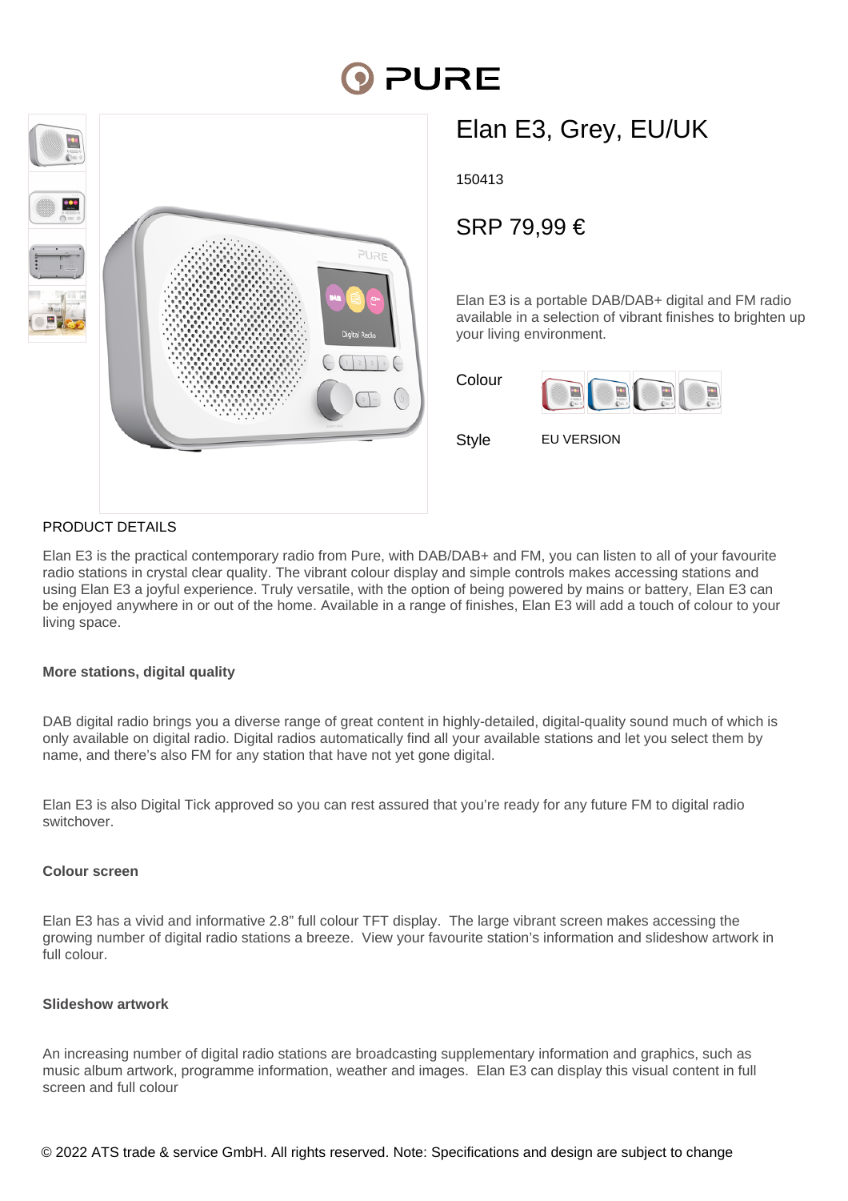# Elan E3, Grey, EU/UK

150413

## SRP 79,99 €

Elan E3 is a portable DAB/DAB+ digital and FM radio available in a selection of vibrant finishes to brighten up your living environment.

Colour

Style EU VERSION

PRODUCT DETAILS

Elan E3 is the practical contemporary radio from Pure, with DAB/DAB+ and FM, you can listen to all of your favourite radio stations in crystal clear quality. The vibrant colour display and simple controls makes accessing stations and using Elan E3 a joyful experience. Truly versatile, with the option of being powered by mains or battery, Elan E3 can be enjoyed anywhere in or out of the home. Available in a range of finishes, Elan E3 will add a touch of colour to your living space.

**More stations, digital quality**

DAB digital radio brings you a diverse range of great content in highly-detailed, digital-quality sound much of which is only available on digital radio. Digital radios automatically find all your available stations and let you select them by name, and there's also FM for any station that have not yet gone digital.

Elan E3 is also Digital Tick approved so you can rest assured that you're ready for any future FM to digital radio switchover.

**Colour screen**

Elan E3 has a vivid and informative 2.8" full colour TFT display. The large vibrant screen makes accessing the growing number of digital radio stations a breeze. View your favourite station's information and slideshow artwork in full colour.

**Slideshow artwork**

An increasing number of digital radio stations are broadcasting supplementary information and graphics, such as music album artwork, programme information, weather and images. Elan E3 can display this visual content in full screen and full colour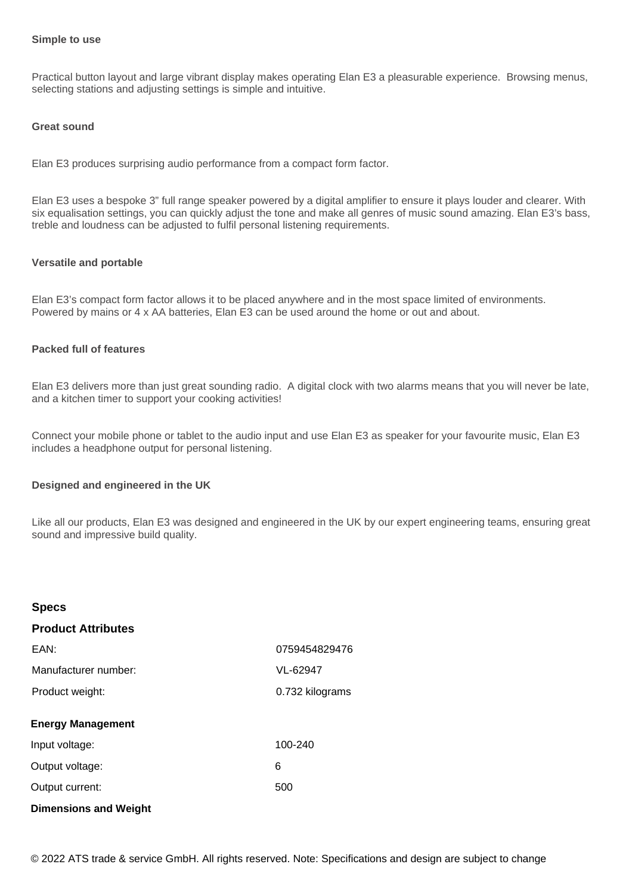**Simple to use**

Practical button layout and large vibrant display makes operating Elan E3 a pleasurable experience. Browsing menus, selecting stations and adjusting settings is simple and intuitive.

**Great sound**

Elan E3 produces surprising audio performance from a compact form factor.

Elan E3 uses a bespoke 3" full range speaker powered by a digital amplifier to ensure it plays louder and clearer. With six equalisation settings, you can quickly adjust the tone and make all genres of music sound amazing. Elan E3's bass, treble and loudness can be adjusted to fulfil personal listening requirements.

**Versatile and portable**

Elan E3's compact form factor allows it to be placed anywhere and in the most space limited of environments. Powered by mains or 4 x AA batteries, Elan E3 can be used around the home or out and about.

**Packed full of features**

Elan E3 delivers more than just great sounding radio. A digital clock with two alarms means that you will never be late, and a kitchen timer to support your cooking activities!

Connect your mobile phone or tablet to the audio input and use Elan E3 as speaker for your favourite music, Elan E3 includes a headphone output for personal listening.

**Designed and engineered in the UK**

Like all our products, Elan E3 was designed and engineered in the UK by our expert engineering teams, ensuring great sound and impressive build quality.

## Specs

### Product Attributes

| | |
|---|---|
| EAN: | 0759454829476 |
| Manufacturer number: | VL-62947 |
| Product weight: | 0.732 kilograms |

### Energy Management

| | |
|---|---|
| Input voltage: | 100-240 |
| Output voltage: | 6 |
| Output current: | 500 |

### Dimensions and Weight

© 2022 ATS trade & service GmbH. All rights reserved. Note: Specifications and design are subject to change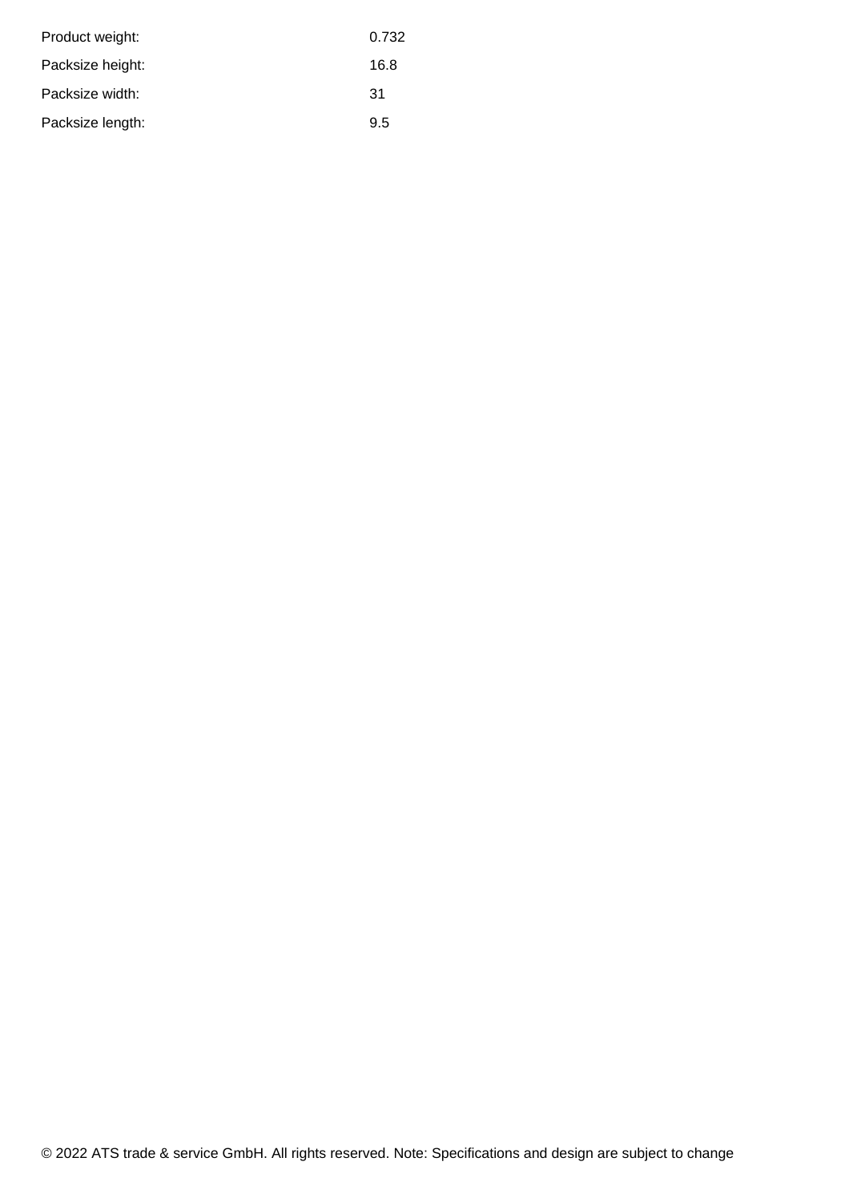| | |
|---|---|
| Product weight: | 0.732 |
| Packsize height: | 16.8 |
| Packsize width: | 31 |
| Packsize length: | 9.5 |

© 2022 ATS trade & service GmbH. All rights reserved. Note: Specifications and design are subject to change